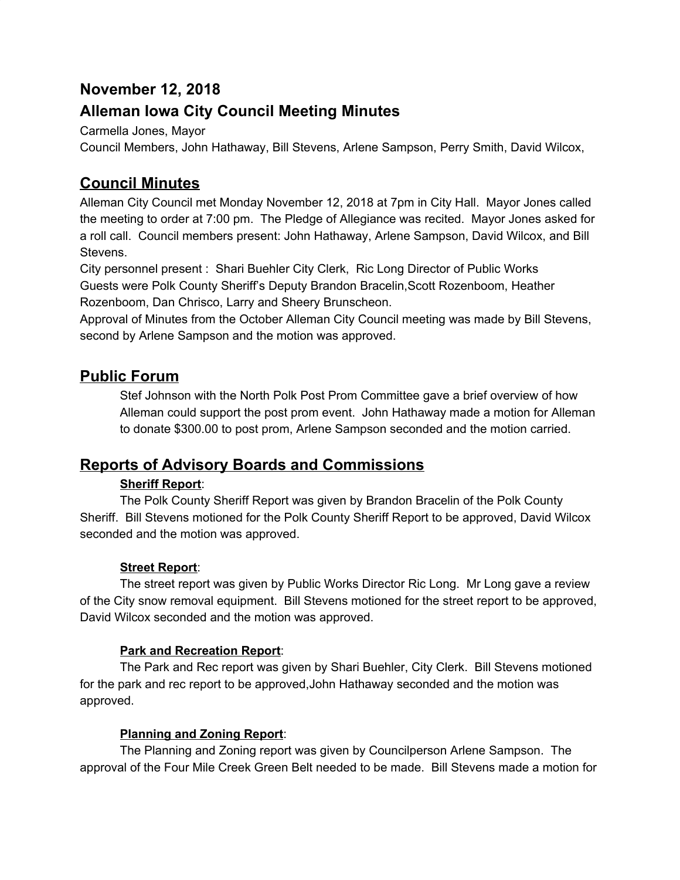## November 12, 2018

## Alleman Iowa City Council Meeting Minutes

Carmella Jones, Mayor

Council Members, John Hathaway, Bill Stevens, Arlene Sampson, Perry Smith, David Wilcox,

# Council Minutes

Alleman City Council met Monday November 12, 2018 at 7pm in City Hall. Mayor Jones called the meeting to order at 7:00 pm. The Pledge of Allegiance was recited. Mayor Jones asked for a roll call. Council members present: John Hathaway, Arlene Sampson, David Wilcox, and Bill Stevens.

City personnel present : Shari Buehler City Clerk, Ric Long Director of Public Works

Guests were Polk County Sheriff's Deputy Brandon Bracelin,Scott Rozenboom, Heather Rozenboom, Dan Chrisco, Larry and Sheery Brunscheon.

Approval of Minutes from the October Alleman City Council meeting was made by Bill Stevens, second by Arlene Sampson and the motion was approved.

# Public Forum

Stef Johnson with the North Polk Post Prom Committee gave a brief overview of how Alleman could support the post prom event. John Hathaway made a motion for Alleman to donate $300.00 to post prom, Arlene Sampson seconded and the motion carried.

# Reports of Advisory Boards and Commissions

**Sheriff Report**:

The Polk County Sheriff Report was given by Brandon Bracelin of the Polk County Sheriff. Bill Stevens motioned for the Polk County Sheriff Report to be approved, David Wilcox seconded and the motion was approved.

**Street Report**:

The street report was given by Public Works Director Ric Long. Mr Long gave a review of the City snow removal equipment. Bill Stevens motioned for the street report to be approved, David Wilcox seconded and the motion was approved.

**Park and Recreation Report**:

The Park and Rec report was given by Shari Buehler, City Clerk. Bill Stevens motioned for the park and rec report to be approved,John Hathaway seconded and the motion was approved.

**Planning and Zoning Report**:

The Planning and Zoning report was given by Councilperson Arlene Sampson. The approval of the Four Mile Creek Green Belt needed to be made. Bill Stevens made a motion for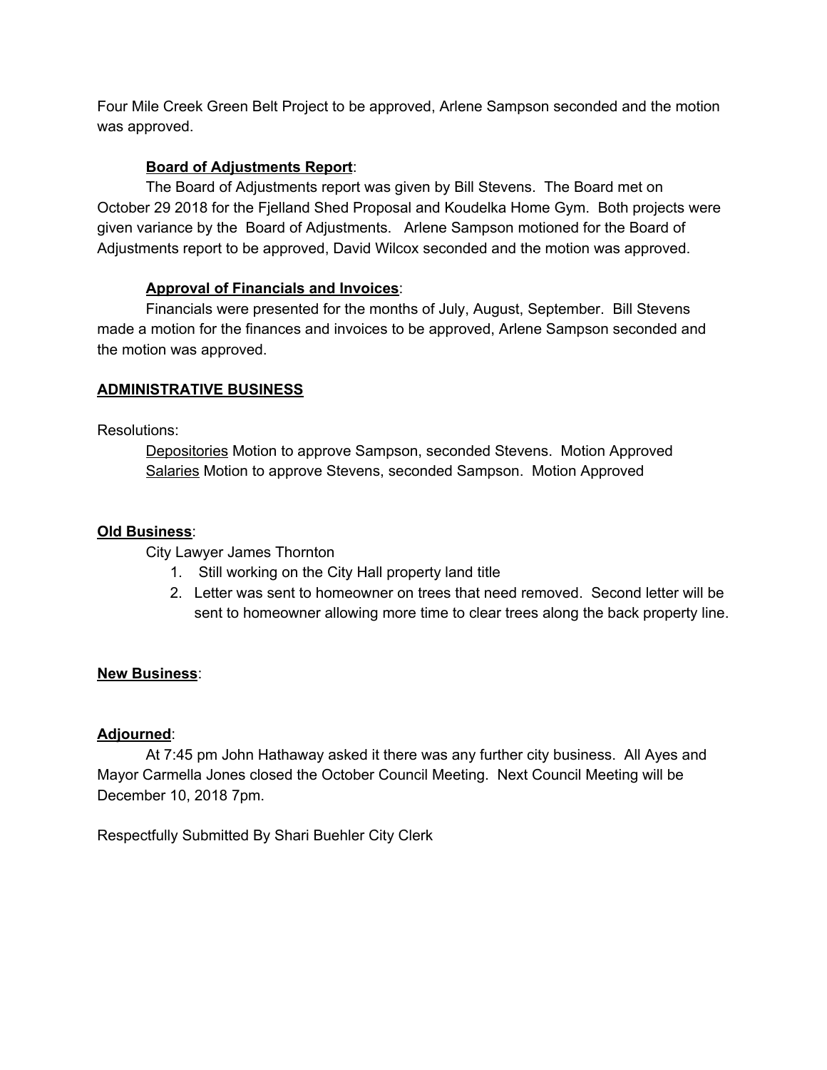Four Mile Creek Green Belt Project to be approved, Arlene Sampson seconded and the motion was approved.

**Board of Adjustments Report**:

The Board of Adjustments report was given by Bill Stevens. The Board met on October 29 2018 for the Fjelland Shed Proposal and Koudelka Home Gym. Both projects were given variance by the Board of Adjustments. Arlene Sampson motioned for the Board of Adjustments report to be approved, David Wilcox seconded and the motion was approved.

**Approval of Financials and Invoices**:

Financials were presented for the months of July, August, September. Bill Stevens made a motion for the finances and invoices to be approved, Arlene Sampson seconded and the motion was approved.

**ADMINISTRATIVE BUSINESS**

Resolutions:

Depositories Motion to approve Sampson, seconded Stevens. Motion Approved
Salaries Motion to approve Stevens, seconded Sampson. Motion Approved

**Old Business**:

City Lawyer James Thornton

1. Still working on the City Hall property land title
2. Letter was sent to homeowner on trees that need removed. Second letter will be sent to homeowner allowing more time to clear trees along the back property line.

**New Business**:

**Adjourned**:

At 7:45 pm John Hathaway asked it there was any further city business. All Ayes and Mayor Carmella Jones closed the October Council Meeting. Next Council Meeting will be December 10, 2018 7pm.

Respectfully Submitted By Shari Buehler City Clerk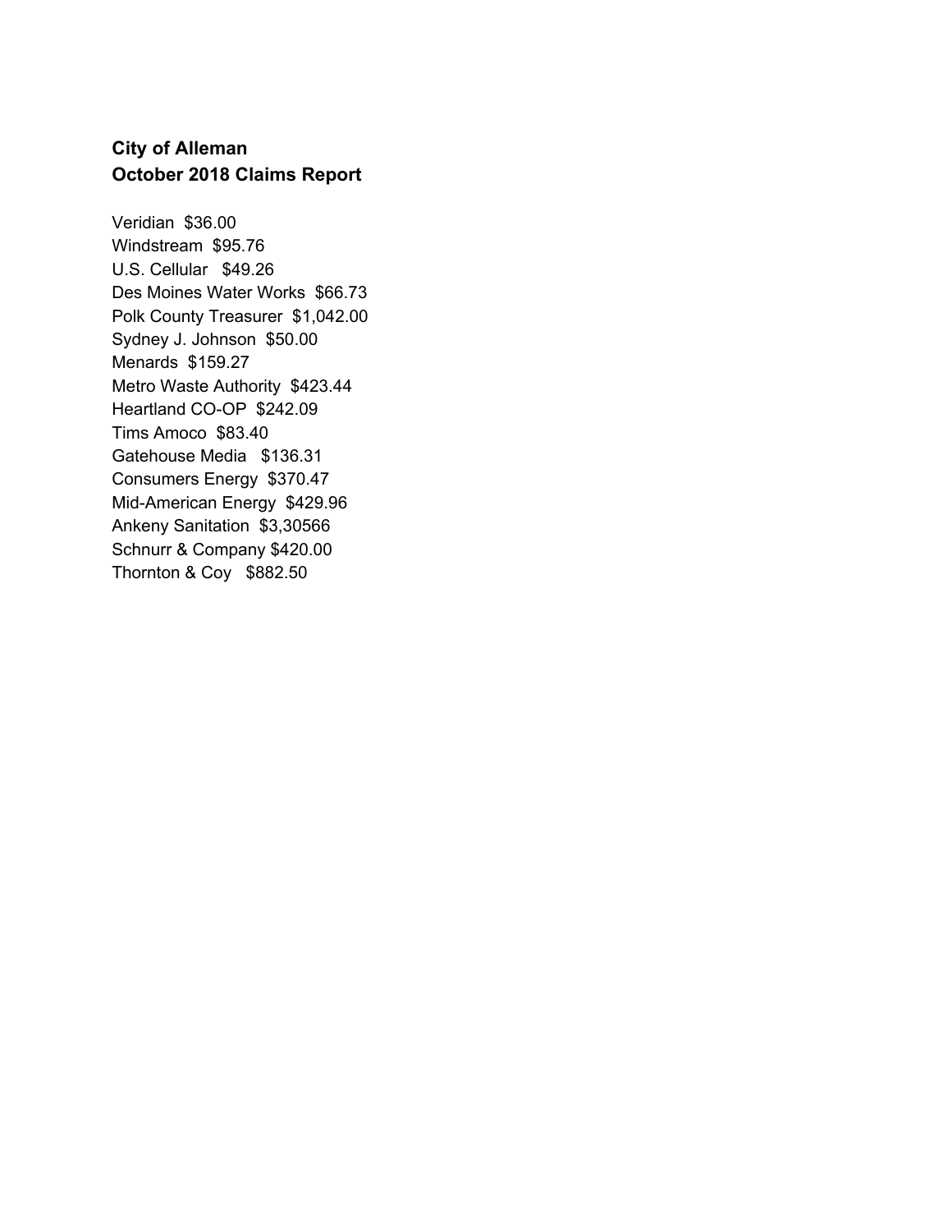**City of Alleman**
**October 2018 Claims Report**

Veridian $36.00
Windstream $95.76
U.S. Cellular $49.26
Des Moines Water Works $66.73
Polk County Treasurer $1,042.00
Sydney J. Johnson $50.00
Menards $159.27
Metro Waste Authority $423.44
Heartland CO-OP $242.09
Tims Amoco $83.40
Gatehouse Media $136.31
Consumers Energy $370.47
Mid-American Energy $429.96
Ankeny Sanitation $3,30566
Schnurr & Company $420.00
Thornton & Coy $882.50